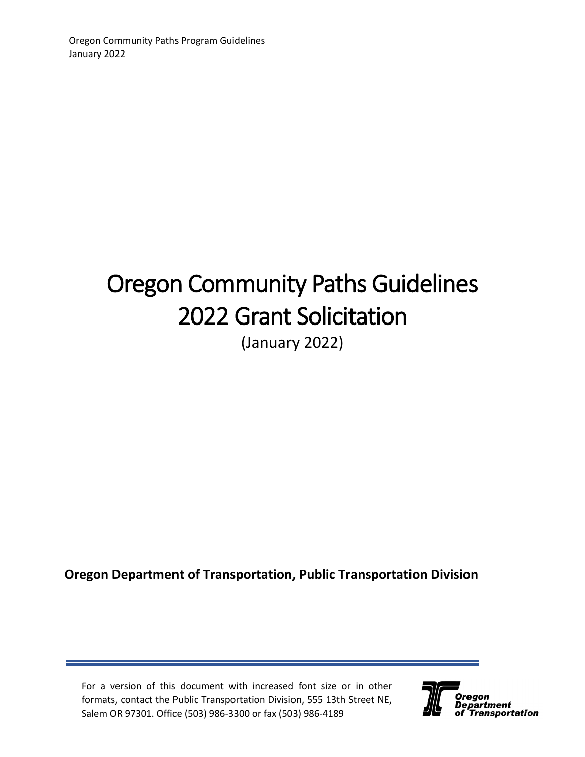# Oregon Community Paths Guidelines 2022 Grant Solicitation

(January 2022)

**Oregon Department of Transportation, Public Transportation Division**

For a version of this document with increased font size or in other formats, contact the Public Transportation Division, 555 13th Street NE, Salem OR 97301. Office (503) 986-3300 or fax (503) 986-4189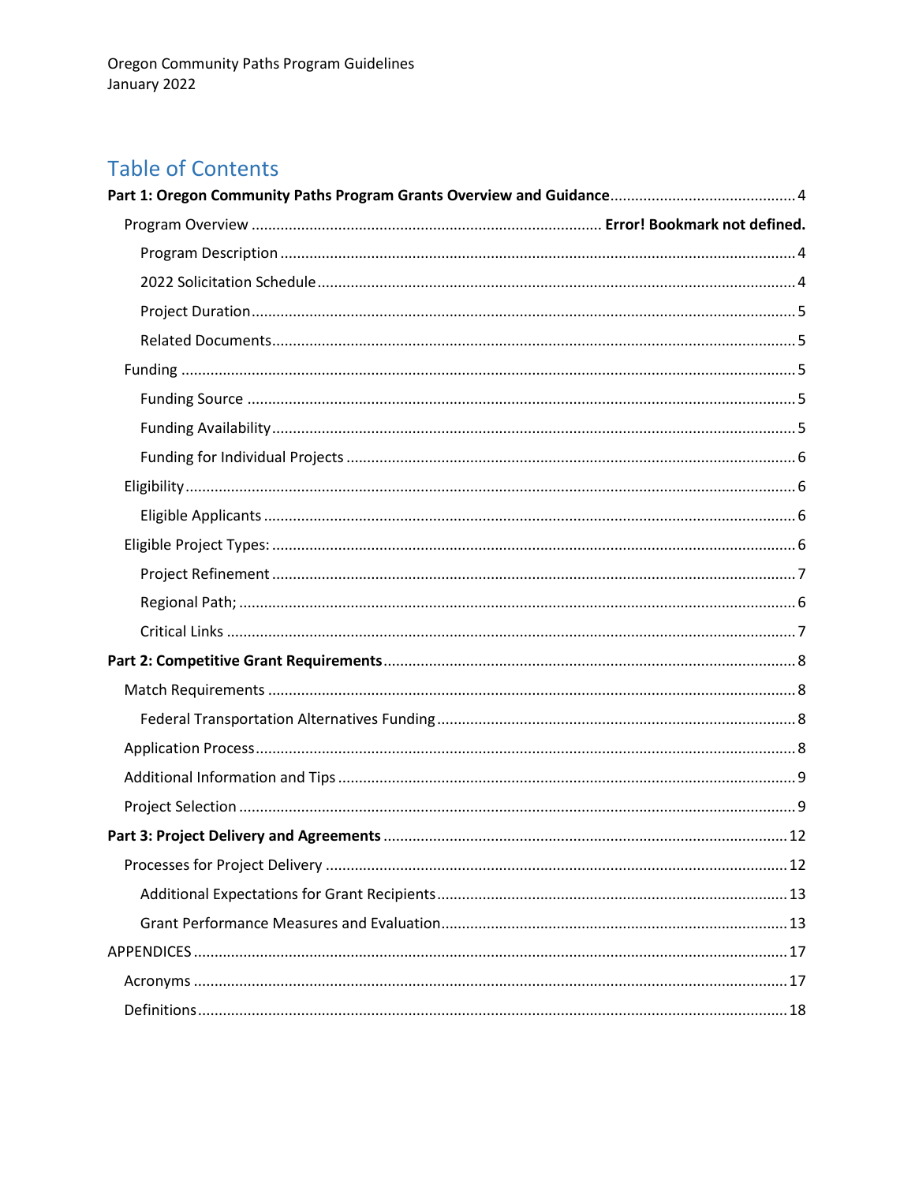Oregon Community Paths Program Guidelines
January 2022

## Table of Contents

**Part 1: Oregon Community Paths Program Grants Overview and Guidance** .... 4

- Program Overview .... **Error! Bookmark not defined.**
  - Program Description .... 4
  - 2022 Solicitation Schedule .... 4
  - Project Duration .... 5
  - Related Documents .... 5
- Funding .... 5
  - Funding Source .... 5
  - Funding Availability .... 5
  - Funding for Individual Projects .... 6
- Eligibility .... 6
  - Eligible Applicants .... 6
- Eligible Project Types: .... 6
  - Project Refinement .... 7
  - Regional Path; .... 6
  - Critical Links .... 7

**Part 2: Competitive Grant Requirements** .... 8

- Match Requirements .... 8
  - Federal Transportation Alternatives Funding .... 8
- Application Process .... 8
- Additional Information and Tips .... 9
- Project Selection .... 9

**Part 3: Project Delivery and Agreements** .... 12

- Processes for Project Delivery .... 12
  - Additional Expectations for Grant Recipients .... 13
  - Grant Performance Measures and Evaluation .... 13

APPENDICES .... 17

- Acronyms .... 17
- Definitions .... 18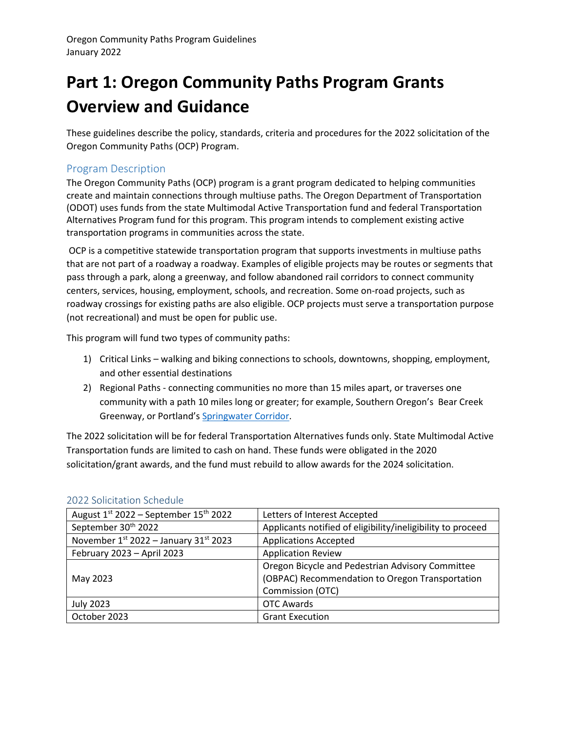# Part 1: Oregon Community Paths Program Grants Overview and Guidance

These guidelines describe the policy, standards, criteria and procedures for the 2022 solicitation of the Oregon Community Paths (OCP) Program.

## Program Description

The Oregon Community Paths (OCP) program is a grant program dedicated to helping communities create and maintain connections through multiuse paths. The Oregon Department of Transportation (ODOT) uses funds from the state Multimodal Active Transportation fund and federal Transportation Alternatives Program fund for this program. This program intends to complement existing active transportation programs in communities across the state.

OCP is a competitive statewide transportation program that supports investments in multiuse paths that are not part of a roadway a roadway. Examples of eligible projects may be routes or segments that pass through a park, along a greenway, and follow abandoned rail corridors to connect community centers, services, housing, employment, schools, and recreation. Some on-road projects, such as roadway crossings for existing paths are also eligible. OCP projects must serve a transportation purpose (not recreational) and must be open for public use.

This program will fund two types of community paths:

1) Critical Links – walking and biking connections to schools, downtowns, shopping, employment, and other essential destinations
2) Regional Paths - connecting communities no more than 15 miles apart, or traverses one community with a path 10 miles long or greater; for example, Southern Oregon's Bear Creek Greenway, or Portland's Springwater Corridor.

The 2022 solicitation will be for federal Transportation Alternatives funds only. State Multimodal Active Transportation funds are limited to cash on hand. These funds were obligated in the 2020 solicitation/grant awards, and the fund must rebuild to allow awards for the 2024 solicitation.

## 2022 Solicitation Schedule

| Date | Activity |
|---|---|
| August 1st 2022 – September 15th 2022 | Letters of Interest Accepted |
| September 30th 2022 | Applicants notified of eligibility/ineligibility to proceed |
| November 1st 2022 – January 31st 2023 | Applications Accepted |
| February 2023 – April 2023 | Application Review |
| May 2023 | Oregon Bicycle and Pedestrian Advisory Committee (OBPAC) Recommendation to Oregon Transportation Commission (OTC) |
| July 2023 | OTC Awards |
| October 2023 | Grant Execution |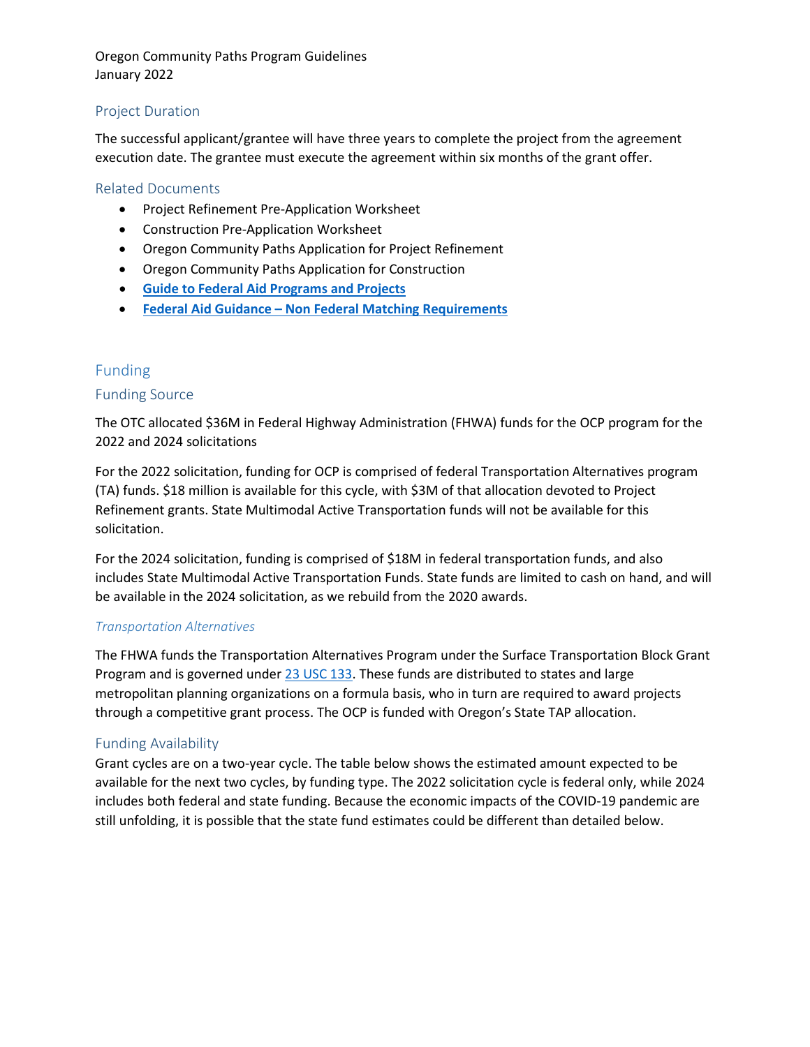## Project Duration

The successful applicant/grantee will have three years to complete the project from the agreement execution date. The grantee must execute the agreement within six months of the grant offer.

## Related Documents

- Project Refinement Pre-Application Worksheet
- Construction Pre-Application Worksheet
- Oregon Community Paths Application for Project Refinement
- Oregon Community Paths Application for Construction
- **Guide to Federal Aid Programs and Projects**
- **Federal Aid Guidance – Non Federal Matching Requirements**

# Funding

## Funding Source

The OTC allocated $36M in Federal Highway Administration (FHWA) funds for the OCP program for the 2022 and 2024 solicitations

For the 2022 solicitation, funding for OCP is comprised of federal Transportation Alternatives program (TA) funds. $18 million is available for this cycle, with $3M of that allocation devoted to Project Refinement grants. State Multimodal Active Transportation funds will not be available for this solicitation.

For the 2024 solicitation, funding is comprised of $18M in federal transportation funds, and also includes State Multimodal Active Transportation Funds. State funds are limited to cash on hand, and will be available in the 2024 solicitation, as we rebuild from the 2020 awards.

### *Transportation Alternatives*

The FHWA funds the Transportation Alternatives Program under the Surface Transportation Block Grant Program and is governed under 23 USC 133. These funds are distributed to states and large metropolitan planning organizations on a formula basis, who in turn are required to award projects through a competitive grant process. The OCP is funded with Oregon's State TAP allocation.

## Funding Availability

Grant cycles are on a two-year cycle. The table below shows the estimated amount expected to be available for the next two cycles, by funding type. The 2022 solicitation cycle is federal only, while 2024 includes both federal and state funding. Because the economic impacts of the COVID-19 pandemic are still unfolding, it is possible that the state fund estimates could be different than detailed below.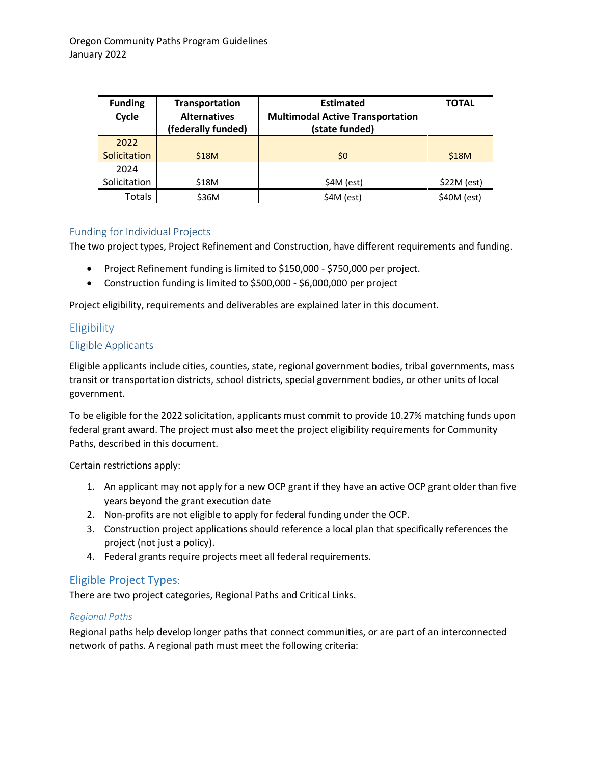| Funding Cycle | Transportation Alternatives (federally funded) | Estimated Multimodal Active Transportation (state funded) | TOTAL |
|---|---|---|---|
| 2022 Solicitation | $18M | $0 | $18M |
| 2024 Solicitation | $18M | $4M (est) | $22M (est) |
| Totals | $36M | $4M (est) | $40M (est) |

### Funding for Individual Projects

The two project types, Project Refinement and Construction, have different requirements and funding.

- Project Refinement funding is limited to $150,000 - $750,000 per project.
- Construction funding is limited to $500,000 - $6,000,000 per project

Project eligibility, requirements and deliverables are explained later in this document.

## Eligibility

### Eligible Applicants

Eligible applicants include cities, counties, state, regional government bodies, tribal governments, mass transit or transportation districts, school districts, special government bodies, or other units of local government.

To be eligible for the 2022 solicitation, applicants must commit to provide 10.27% matching funds upon federal grant award. The project must also meet the project eligibility requirements for Community Paths, described in this document.

Certain restrictions apply:

1. An applicant may not apply for a new OCP grant if they have an active OCP grant older than five years beyond the grant execution date
2. Non-profits are not eligible to apply for federal funding under the OCP.
3. Construction project applications should reference a local plan that specifically references the project (not just a policy).
4. Federal grants require projects meet all federal requirements.

## Eligible Project Types:

There are two project categories, Regional Paths and Critical Links.

#### *Regional Paths*

Regional paths help develop longer paths that connect communities, or are part of an interconnected network of paths. A regional path must meet the following criteria: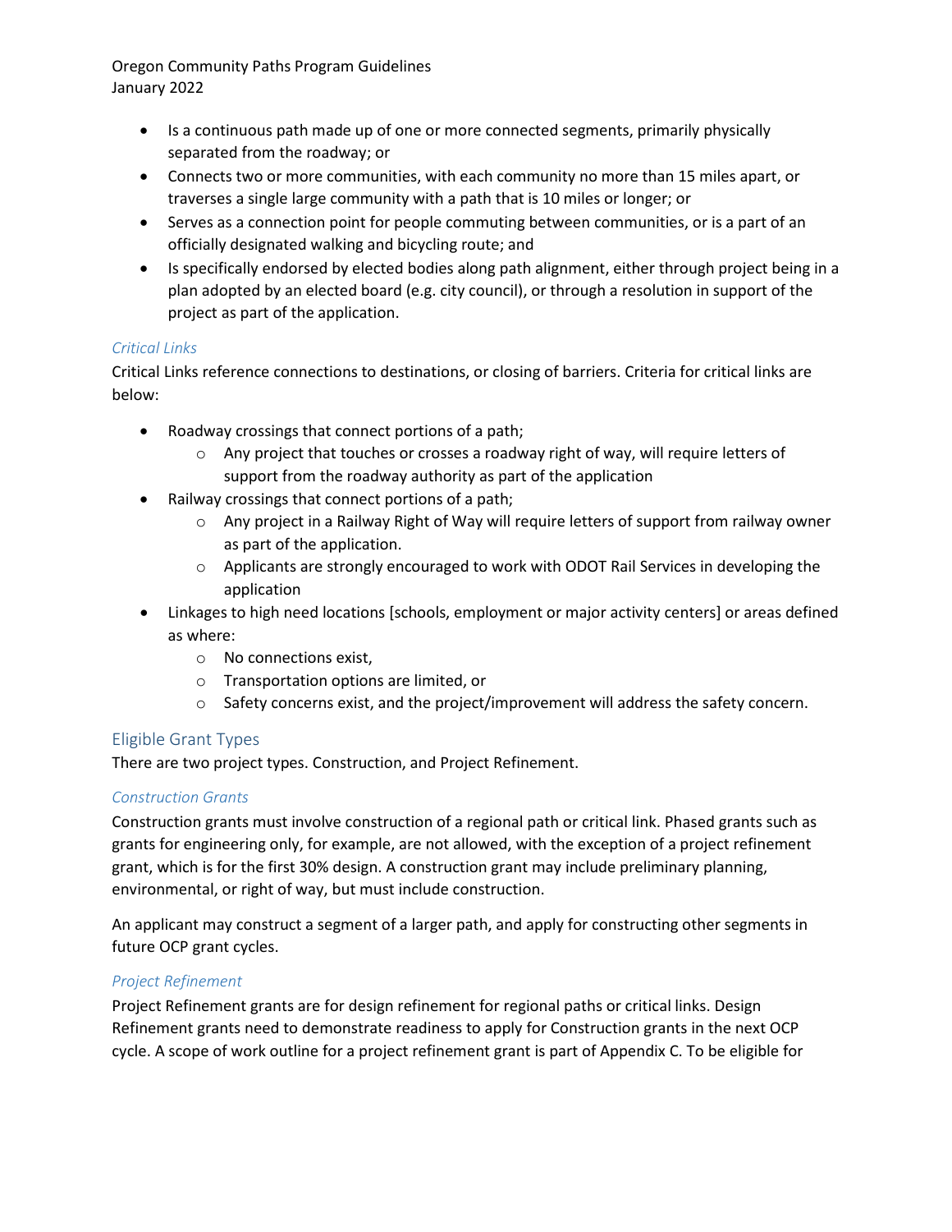- Is a continuous path made up of one or more connected segments, primarily physically separated from the roadway; or
- Connects two or more communities, with each community no more than 15 miles apart, or traverses a single large community with a path that is 10 miles or longer; or
- Serves as a connection point for people commuting between communities, or is a part of an officially designated walking and bicycling route; and
- Is specifically endorsed by elected bodies along path alignment, either through project being in a plan adopted by an elected board (e.g. city council), or through a resolution in support of the project as part of the application.

### *Critical Links*

Critical Links reference connections to destinations, or closing of barriers. Criteria for critical links are below:

- Roadway crossings that connect portions of a path;
  - Any project that touches or crosses a roadway right of way, will require letters of support from the roadway authority as part of the application
- Railway crossings that connect portions of a path;
  - Any project in a Railway Right of Way will require letters of support from railway owner as part of the application.
  - Applicants are strongly encouraged to work with ODOT Rail Services in developing the application
- Linkages to high need locations [schools, employment or major activity centers] or areas defined as where:
  - No connections exist,
  - Transportation options are limited, or
  - Safety concerns exist, and the project/improvement will address the safety concern.

## Eligible Grant Types

There are two project types. Construction, and Project Refinement.

### *Construction Grants*

Construction grants must involve construction of a regional path or critical link. Phased grants such as grants for engineering only, for example, are not allowed, with the exception of a project refinement grant, which is for the first 30% design. A construction grant may include preliminary planning, environmental, or right of way, but must include construction.

An applicant may construct a segment of a larger path, and apply for constructing other segments in future OCP grant cycles.

### *Project Refinement*

Project Refinement grants are for design refinement for regional paths or critical links. Design Refinement grants need to demonstrate readiness to apply for Construction grants in the next OCP cycle. A scope of work outline for a project refinement grant is part of Appendix C. To be eligible for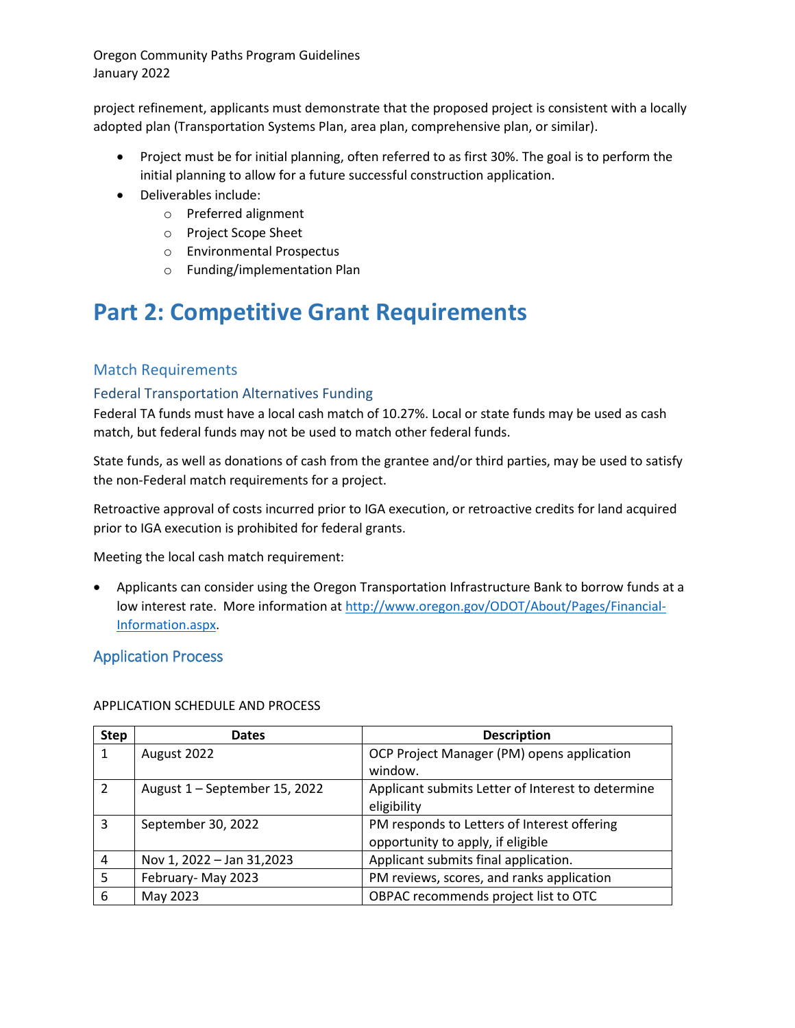project refinement, applicants must demonstrate that the proposed project is consistent with a locally adopted plan (Transportation Systems Plan, area plan, comprehensive plan, or similar).

- Project must be for initial planning, often referred to as first 30%. The goal is to perform the initial planning to allow for a future successful construction application.
- Deliverables include:
  - Preferred alignment
  - Project Scope Sheet
  - Environmental Prospectus
  - Funding/implementation Plan

# Part 2: Competitive Grant Requirements

## Match Requirements

### Federal Transportation Alternatives Funding

Federal TA funds must have a local cash match of 10.27%. Local or state funds may be used as cash match, but federal funds may not be used to match other federal funds.

State funds, as well as donations of cash from the grantee and/or third parties, may be used to satisfy the non-Federal match requirements for a project.

Retroactive approval of costs incurred prior to IGA execution, or retroactive credits for land acquired prior to IGA execution is prohibited for federal grants.

Meeting the local cash match requirement:

- Applicants can consider using the Oregon Transportation Infrastructure Bank to borrow funds at a low interest rate. More information at http://www.oregon.gov/ODOT/About/Pages/Financial-Information.aspx.

## Application Process

APPLICATION SCHEDULE AND PROCESS

| Step | Dates | Description |
|---|---|---|
| 1 | August 2022 | OCP Project Manager (PM) opens application window. |
| 2 | August 1 – September 15, 2022 | Applicant submits Letter of Interest to determine eligibility |
| 3 | September 30, 2022 | PM responds to Letters of Interest offering opportunity to apply, if eligible |
| 4 | Nov 1, 2022 – Jan 31,2023 | Applicant submits final application. |
| 5 | February- May 2023 | PM reviews, scores, and ranks application |
| 6 | May 2023 | OBPAC recommends project list to OTC |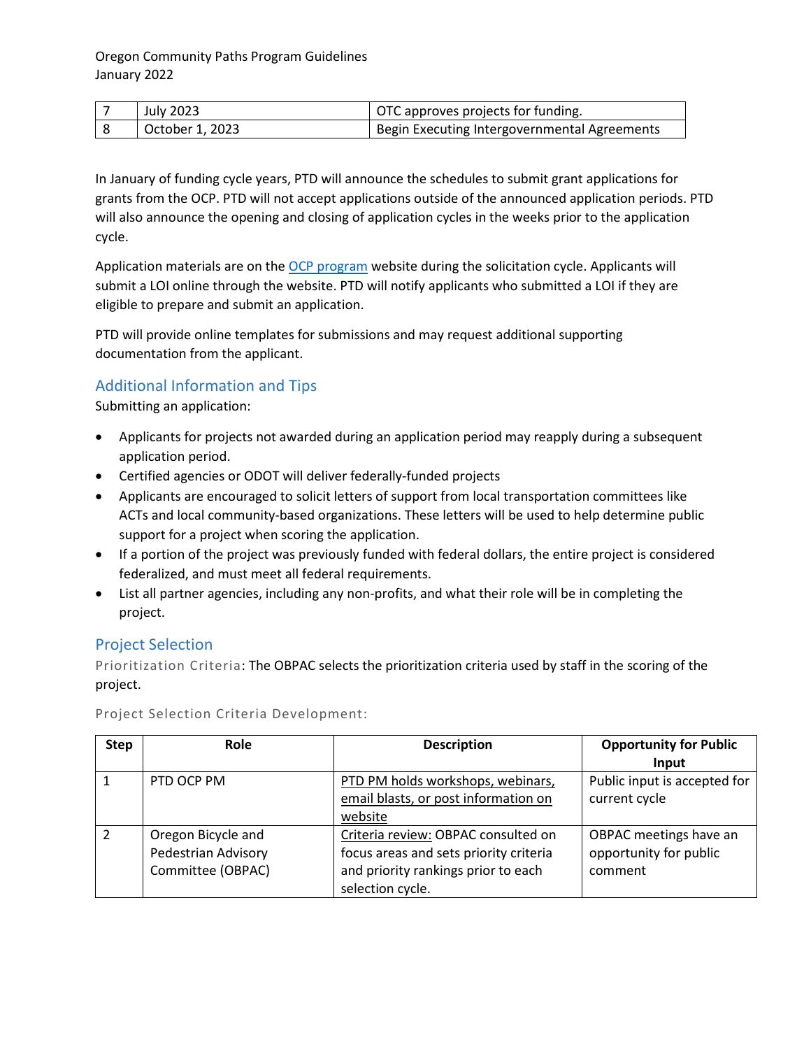| 7 | July 2023 | OTC approves projects for funding. |
|---|---|---|
| 8 | October 1, 2023 | Begin Executing Intergovernmental Agreements |

In January of funding cycle years, PTD will announce the schedules to submit grant applications for grants from the OCP. PTD will not accept applications outside of the announced application periods. PTD will also announce the opening and closing of application cycles in the weeks prior to the application cycle.

Application materials are on the OCP program website during the solicitation cycle. Applicants will submit a LOI online through the website. PTD will notify applicants who submitted a LOI if they are eligible to prepare and submit an application.

PTD will provide online templates for submissions and may request additional supporting documentation from the applicant.

## Additional Information and Tips

Submitting an application:

- Applicants for projects not awarded during an application period may reapply during a subsequent application period.
- Certified agencies or ODOT will deliver federally-funded projects
- Applicants are encouraged to solicit letters of support from local transportation committees like ACTs and local community-based organizations. These letters will be used to help determine public support for a project when scoring the application.
- If a portion of the project was previously funded with federal dollars, the entire project is considered federalized, and must meet all federal requirements.
- List all partner agencies, including any non-profits, and what their role will be in completing the project.

## Project Selection

Prioritization Criteria: The OBPAC selects the prioritization criteria used by staff in the scoring of the project.

Project Selection Criteria Development:

| Step | Role | Description | Opportunity for Public Input |
|---|---|---|---|
| 1 | PTD OCP PM | PTD PM holds workshops, webinars, email blasts, or post information on website | Public input is accepted for current cycle |
| 2 | Oregon Bicycle and Pedestrian Advisory Committee (OBPAC) | Criteria review: OBPAC consulted on focus areas and sets priority criteria and priority rankings prior to each selection cycle. | OBPAC meetings have an opportunity for public comment |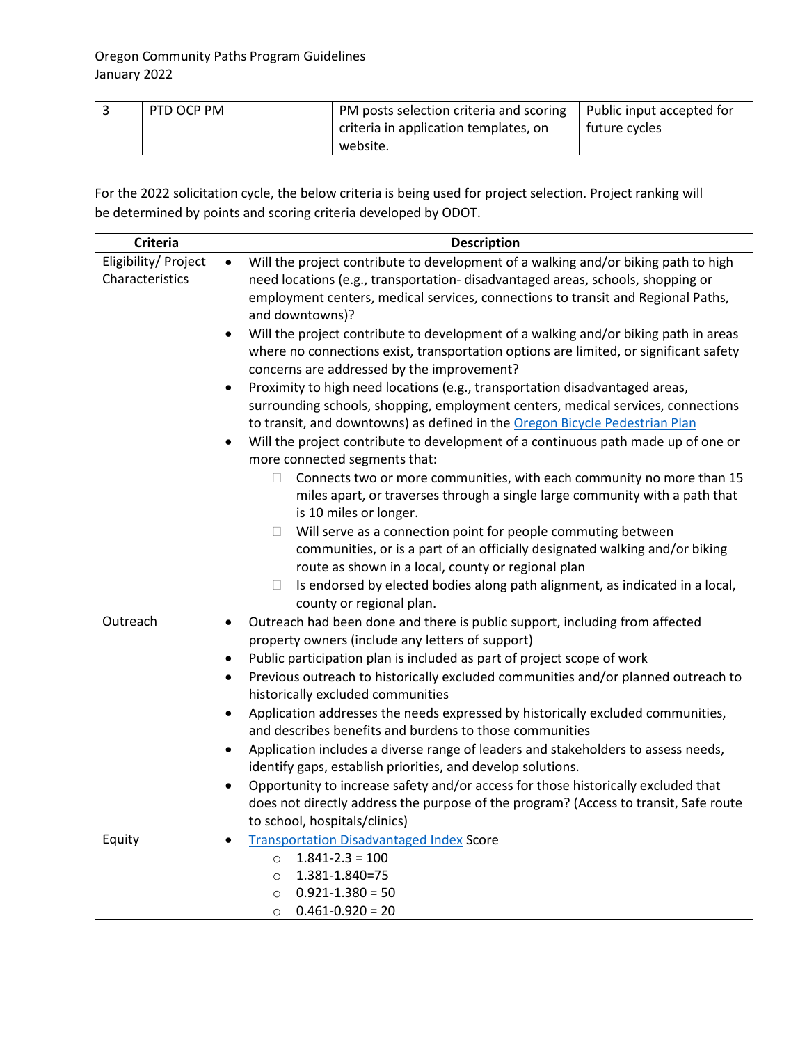| 3 | PTD OCP PM | PM posts selection criteria and scoring criteria in application templates, on website. | Public input accepted for future cycles |
|---|---|---|---|

For the 2022 solicitation cycle, the below criteria is being used for project selection. Project ranking will be determined by points and scoring criteria developed by ODOT.

| Criteria | Description |
|---|---|
| Eligibility/ Project Characteristics | • Will the project contribute to development of a walking and/or biking path to high need locations (e.g., transportation- disadvantaged areas, schools, shopping or employment centers, medical services, connections to transit and Regional Paths, and downtowns)?<br>• Will the project contribute to development of a walking and/or biking path in areas where no connections exist, transportation options are limited, or significant safety concerns are addressed by the improvement?<br>• Proximity to high need locations (e.g., transportation disadvantaged areas, surrounding schools, shopping, employment centers, medical services, connections to transit, and downtowns) as defined in the Oregon Bicycle Pedestrian Plan<br>• Will the project contribute to development of a continuous path made up of one or more connected segments that:<br>  ▫ Connects two or more communities, with each community no more than 15 miles apart, or traverses through a single large community with a path that is 10 miles or longer.<br>  ▫ Will serve as a connection point for people commuting between communities, or is a part of an officially designated walking and/or biking route as shown in a local, county or regional plan<br>  ▫ Is endorsed by elected bodies along path alignment, as indicated in a local, county or regional plan. |
| Outreach | • Outreach had been done and there is public support, including from affected property owners (include any letters of support)<br>• Public participation plan is included as part of project scope of work<br>• Previous outreach to historically excluded communities and/or planned outreach to historically excluded communities<br>• Application addresses the needs expressed by historically excluded communities, and describes benefits and burdens to those communities<br>• Application includes a diverse range of leaders and stakeholders to assess needs, identify gaps, establish priorities, and develop solutions.<br>• Opportunity to increase safety and/or access for those historically excluded that does not directly address the purpose of the program? (Access to transit, Safe route to school, hospitals/clinics) |
| Equity | • Transportation Disadvantaged Index Score<br>  ○ 1.841-2.3 = 100<br>  ○ 1.381-1.840=75<br>  ○ 0.921-1.380 = 50<br>  ○ 0.461-0.920 = 20 |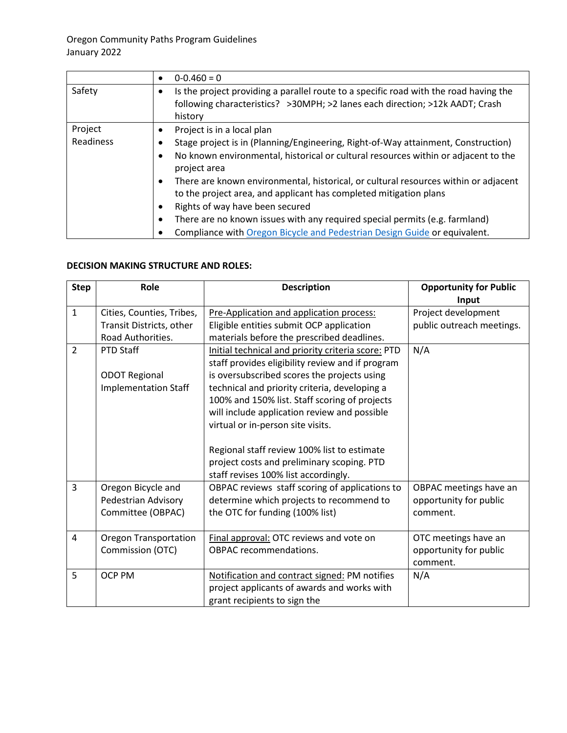| | |
|---|---|
| | • 0-0.460 = 0 |
| Safety | • Is the project providing a parallel route to a specific road with the road having the following characteristics? >30MPH; >2 lanes each direction; >12k AADT; Crash history |
| Project Readiness | • Project is in a local plan<br>• Stage project is in (Planning/Engineering, Right-of-Way attainment, Construction)<br>• No known environmental, historical or cultural resources within or adjacent to the project area<br>• There are known environmental, historical, or cultural resources within or adjacent to the project area, and applicant has completed mitigation plans<br>• Rights of way have been secured<br>• There are no known issues with any required special permits (e.g. farmland)<br>• Compliance with [Oregon Bicycle and Pedestrian Design Guide]() or equivalent. |

**DECISION MAKING STRUCTURE AND ROLES:**

| Step | Role | Description | Opportunity for Public Input |
|---|---|---|---|
| 1 | Cities, Counties, Tribes, Transit Districts, other Road Authorities. | Pre-Application and application process: Eligible entities submit OCP application materials before the prescribed deadlines. | Project development public outreach meetings. |
| 2 | PTD Staff<br><br>ODOT Regional Implementation Staff | Initial technical and priority criteria score: PTD staff provides eligibility review and if program is oversubscribed scores the projects using technical and priority criteria, developing a 100% and 150% list. Staff scoring of projects will include application review and possible virtual or in-person site visits.<br><br>Regional staff review 100% list to estimate project costs and preliminary scoping. PTD staff revises 100% list accordingly. | N/A |
| 3 | Oregon Bicycle and Pedestrian Advisory Committee (OBPAC) | OBPAC reviews staff scoring of applications to determine which projects to recommend to the OTC for funding (100% list) | OBPAC meetings have an opportunity for public comment. |
| 4 | Oregon Transportation Commission (OTC) | Final approval: OTC reviews and vote on OBPAC recommendations. | OTC meetings have an opportunity for public comment. |
| 5 | OCP PM | Notification and contract signed: PM notifies project applicants of awards and works with grant recipients to sign the | N/A |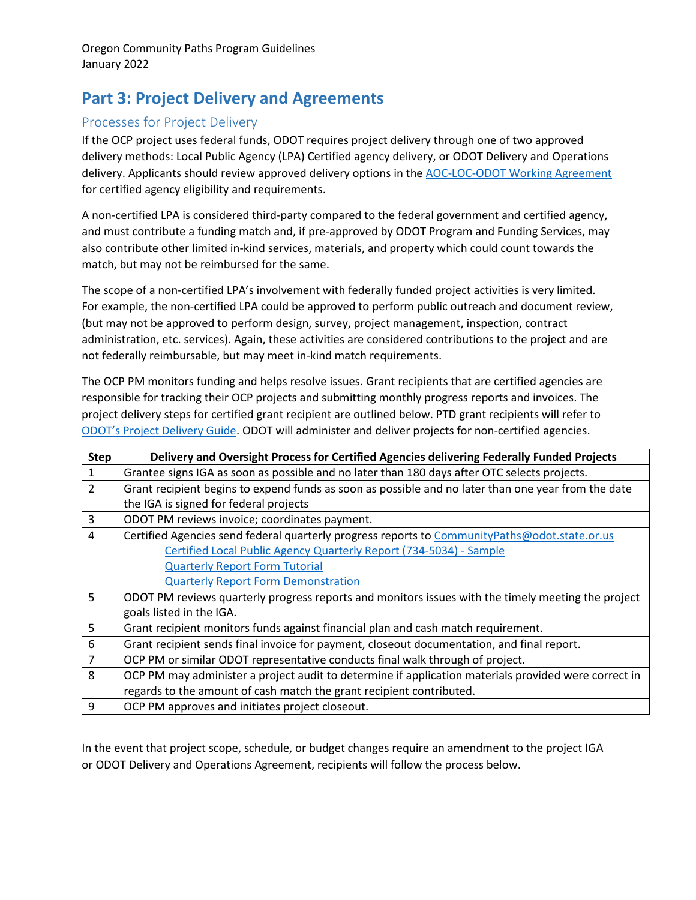# Part 3: Project Delivery and Agreements

## Processes for Project Delivery

If the OCP project uses federal funds, ODOT requires project delivery through one of two approved delivery methods: Local Public Agency (LPA) Certified agency delivery, or ODOT Delivery and Operations delivery. Applicants should review approved delivery options in the [AOC-LOC-ODOT Working Agreement](#) for certified agency eligibility and requirements.

A non-certified LPA is considered third-party compared to the federal government and certified agency, and must contribute a funding match and, if pre-approved by ODOT Program and Funding Services, may also contribute other limited in-kind services, materials, and property which could count towards the match, but may not be reimbursed for the same.

The scope of a non-certified LPA's involvement with federally funded project activities is very limited. For example, the non-certified LPA could be approved to perform public outreach and document review, (but may not be approved to perform design, survey, project management, inspection, contract administration, etc. services). Again, these activities are considered contributions to the project and are not federally reimbursable, but may meet in-kind match requirements.

The OCP PM monitors funding and helps resolve issues. Grant recipients that are certified agencies are responsible for tracking their OCP projects and submitting monthly progress reports and invoices. The project delivery steps for certified grant recipient are outlined below. PTD grant recipients will refer to [ODOT's Project Delivery Guide](#). ODOT will administer and deliver projects for non-certified agencies.

| Step | Delivery and Oversight Process for Certified Agencies delivering Federally Funded Projects |
|---|---|
| 1 | Grantee signs IGA as soon as possible and no later than 180 days after OTC selects projects. |
| 2 | Grant recipient begins to expend funds as soon as possible and no later than one year from the date the IGA is signed for federal projects |
| 3 | ODOT PM reviews invoice; coordinates payment. |
| 4 | Certified Agencies send federal quarterly progress reports to CommunityPaths@odot.state.or.us<br>[Certified Local Public Agency Quarterly Report (734-5034) - Sample](#)<br>[Quarterly Report Form Tutorial](#)<br>[Quarterly Report Form Demonstration](#) |
| 5 | ODOT PM reviews quarterly progress reports and monitors issues with the timely meeting the project goals listed in the IGA. |
| 5 | Grant recipient monitors funds against financial plan and cash match requirement. |
| 6 | Grant recipient sends final invoice for payment, closeout documentation, and final report. |
| 7 | OCP PM or similar ODOT representative conducts final walk through of project. |
| 8 | OCP PM may administer a project audit to determine if application materials provided were correct in regards to the amount of cash match the grant recipient contributed. |
| 9 | OCP PM approves and initiates project closeout. |

In the event that project scope, schedule, or budget changes require an amendment to the project IGA or ODOT Delivery and Operations Agreement, recipients will follow the process below.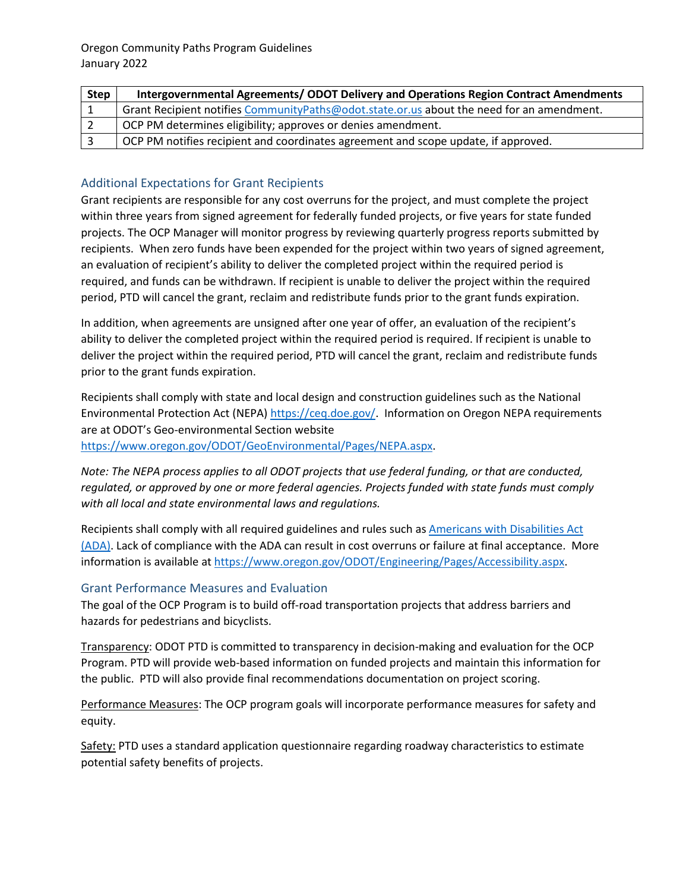| Step | Intergovernmental Agreements/ ODOT Delivery and Operations Region Contract Amendments |
|---|---|
| 1 | Grant Recipient notifies CommunityPaths@odot.state.or.us about the need for an amendment. |
| 2 | OCP PM determines eligibility; approves or denies amendment. |
| 3 | OCP PM notifies recipient and coordinates agreement and scope update, if approved. |

## Additional Expectations for Grant Recipients

Grant recipients are responsible for any cost overruns for the project, and must complete the project within three years from signed agreement for federally funded projects, or five years for state funded projects. The OCP Manager will monitor progress by reviewing quarterly progress reports submitted by recipients. When zero funds have been expended for the project within two years of signed agreement, an evaluation of recipient's ability to deliver the completed project within the required period is required, and funds can be withdrawn. If recipient is unable to deliver the project within the required period, PTD will cancel the grant, reclaim and redistribute funds prior to the grant funds expiration.

In addition, when agreements are unsigned after one year of offer, an evaluation of the recipient's ability to deliver the completed project within the required period is required. If recipient is unable to deliver the project within the required period, PTD will cancel the grant, reclaim and redistribute funds prior to the grant funds expiration.

Recipients shall comply with state and local design and construction guidelines such as the National Environmental Protection Act (NEPA) https://ceq.doe.gov/. Information on Oregon NEPA requirements are at ODOT's Geo-environmental Section website https://www.oregon.gov/ODOT/GeoEnvironmental/Pages/NEPA.aspx.

*Note: The NEPA process applies to all ODOT projects that use federal funding, or that are conducted, regulated, or approved by one or more federal agencies. Projects funded with state funds must comply with all local and state environmental laws and regulations.*

Recipients shall comply with all required guidelines and rules such as Americans with Disabilities Act (ADA). Lack of compliance with the ADA can result in cost overruns or failure at final acceptance. More information is available at https://www.oregon.gov/ODOT/Engineering/Pages/Accessibility.aspx.

## Grant Performance Measures and Evaluation

The goal of the OCP Program is to build off-road transportation projects that address barriers and hazards for pedestrians and bicyclists.

Transparency: ODOT PTD is committed to transparency in decision-making and evaluation for the OCP Program. PTD will provide web-based information on funded projects and maintain this information for the public. PTD will also provide final recommendations documentation on project scoring.

Performance Measures: The OCP program goals will incorporate performance measures for safety and equity.

Safety: PTD uses a standard application questionnaire regarding roadway characteristics to estimate potential safety benefits of projects.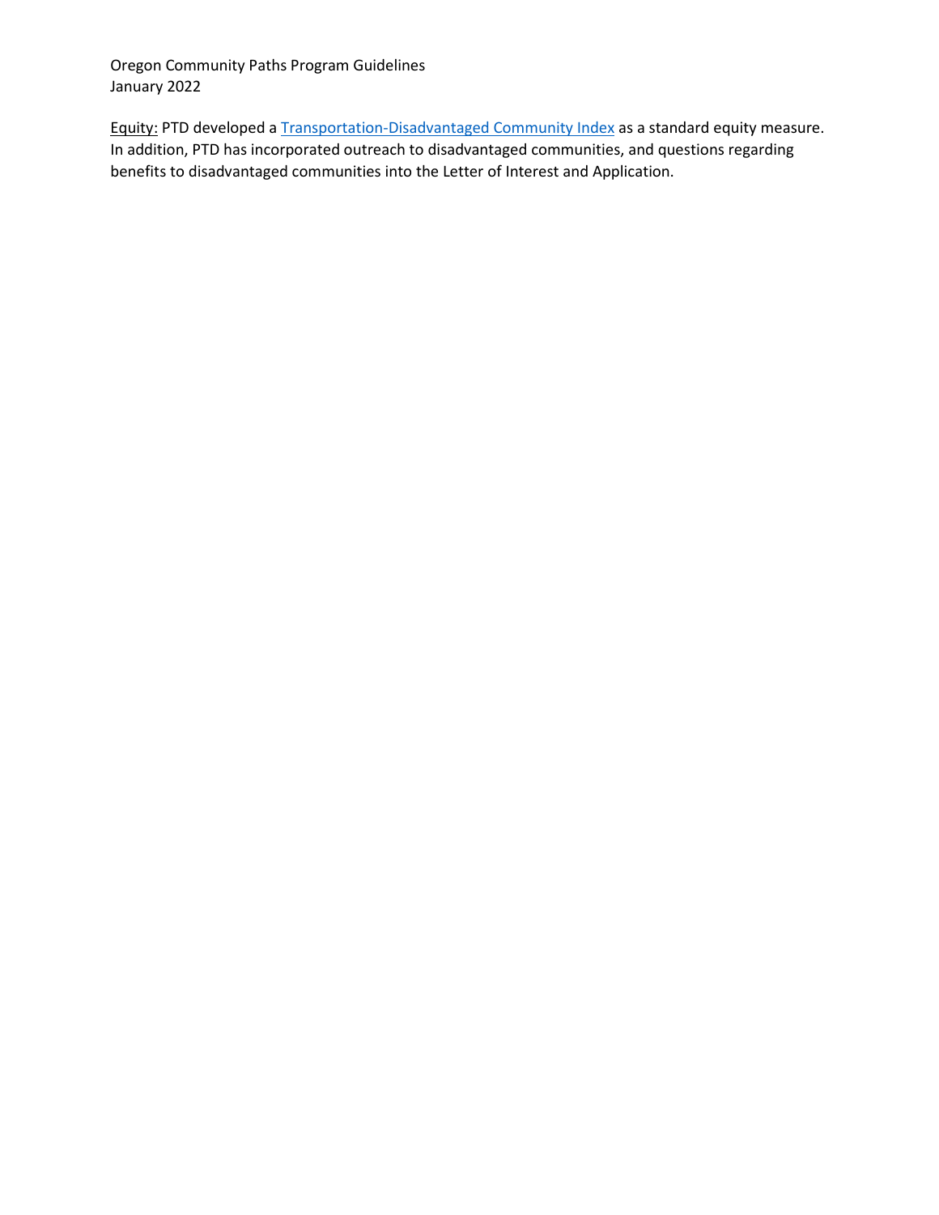Equity: PTD developed a [Transportation-Disadvantaged Community Index]() as a standard equity measure. In addition, PTD has incorporated outreach to disadvantaged communities, and questions regarding benefits to disadvantaged communities into the Letter of Interest and Application.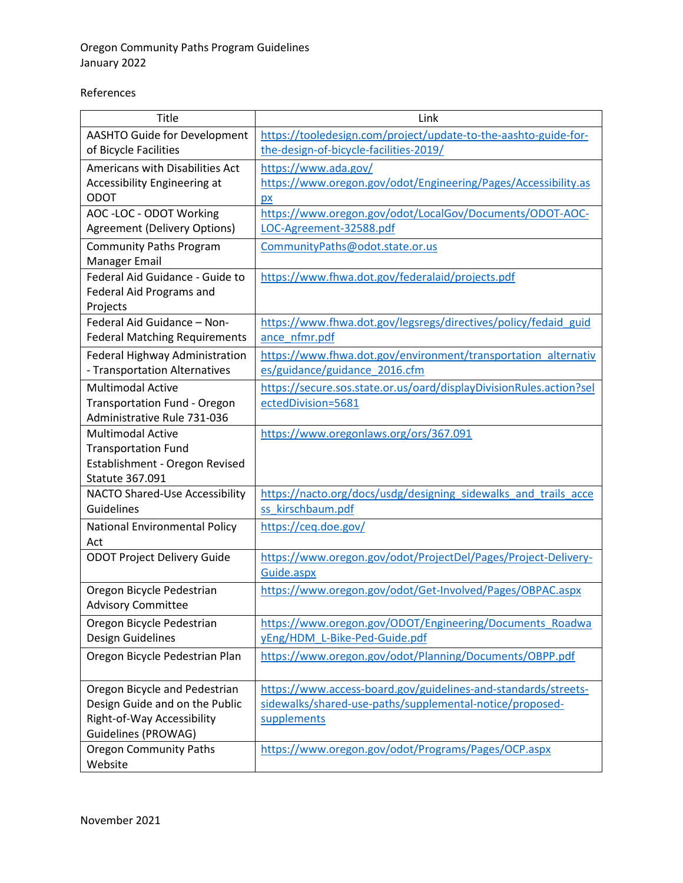References

| Title | Link |
| --- | --- |
| AASHTO Guide for Development of Bicycle Facilities | https://tooledesign.com/project/update-to-the-aashto-guide-for-the-design-of-bicycle-facilities-2019/ |
| Americans with Disabilities Act Accessibility Engineering at ODOT | https://www.ada.gov/ https://www.oregon.gov/odot/Engineering/Pages/Accessibility.aspx |
| AOC -LOC - ODOT Working Agreement (Delivery Options) | https://www.oregon.gov/odot/LocalGov/Documents/ODOT-AOC-LOC-Agreement-32588.pdf |
| Community Paths Program Manager Email | CommunityPaths@odot.state.or.us |
| Federal Aid Guidance - Guide to Federal Aid Programs and Projects | https://www.fhwa.dot.gov/federalaid/projects.pdf |
| Federal Aid Guidance – Non-Federal Matching Requirements | https://www.fhwa.dot.gov/legsregs/directives/policy/fedaid_guidance_nfmr.pdf |
| Federal Highway Administration - Transportation Alternatives | https://www.fhwa.dot.gov/environment/transportation_alternatives/guidance/guidance_2016.cfm |
| Multimodal Active Transportation Fund - Oregon Administrative Rule 731-036 | https://secure.sos.state.or.us/oard/displayDivisionRules.action?selectedDivision=5681 |
| Multimodal Active Transportation Fund Establishment - Oregon Revised Statute 367.091 | https://www.oregonlaws.org/ors/367.091 |
| NACTO Shared-Use Accessibility Guidelines | https://nacto.org/docs/usdg/designing_sidewalks_and_trails_access_kirschbaum.pdf |
| National Environmental Policy Act | https://ceq.doe.gov/ |
| ODOT Project Delivery Guide | https://www.oregon.gov/odot/ProjectDel/Pages/Project-Delivery-Guide.aspx |
| Oregon Bicycle Pedestrian Advisory Committee | https://www.oregon.gov/odot/Get-Involved/Pages/OBPAC.aspx |
| Oregon Bicycle Pedestrian Design Guidelines | https://www.oregon.gov/ODOT/Engineering/Documents_RoadwayEng/HDM_L-Bike-Ped-Guide.pdf |
| Oregon Bicycle Pedestrian Plan | https://www.oregon.gov/odot/Planning/Documents/OBPP.pdf |
| Oregon Bicycle and Pedestrian Design Guide and on the Public Right-of-Way Accessibility Guidelines (PROWAG) | https://www.access-board.gov/guidelines-and-standards/streets-sidewalks/shared-use-paths/supplemental-notice/proposed-supplements |
| Oregon Community Paths Website | https://www.oregon.gov/odot/Programs/Pages/OCP.aspx |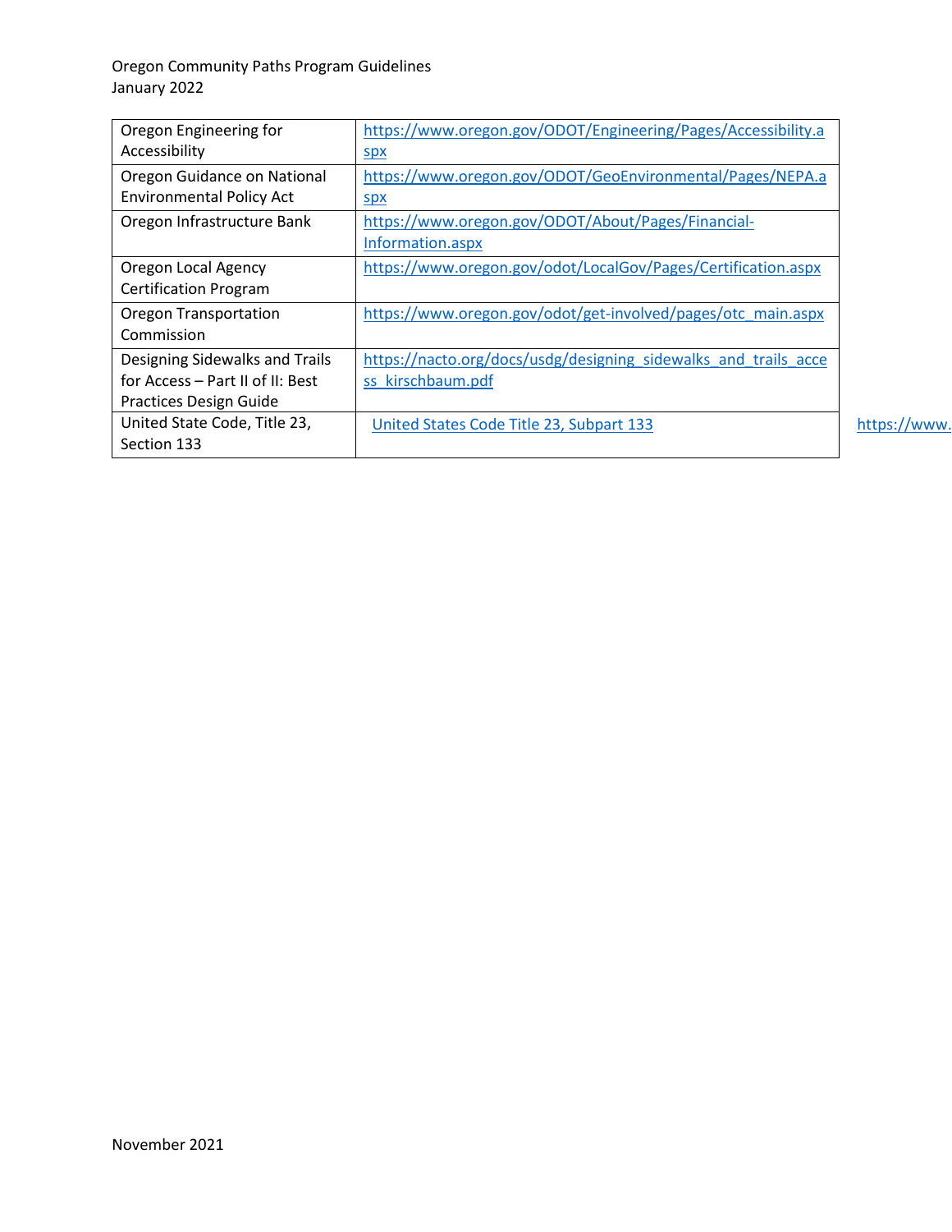| Oregon Engineering for Accessibility | https://www.oregon.gov/ODOT/Engineering/Pages/Accessibility.aspx |
|---|---|
| Oregon Guidance on National Environmental Policy Act | https://www.oregon.gov/ODOT/GeoEnvironmental/Pages/NEPA.aspx |
| Oregon Infrastructure Bank | https://www.oregon.gov/ODOT/About/Pages/Financial-Information.aspx |
| Oregon Local Agency Certification Program | https://www.oregon.gov/odot/LocalGov/Pages/Certification.aspx |
| Oregon Transportation Commission | https://www.oregon.gov/odot/get-involved/pages/otc_main.aspx |
| Designing Sidewalks and Trails for Access – Part II of II: Best Practices Design Guide | https://nacto.org/docs/usdg/designing_sidewalks_and_trails_access_kirschbaum.pdf |
| United State Code, Title 23, Section 133 | United States Code Title 23, Subpart 133 |

https://www.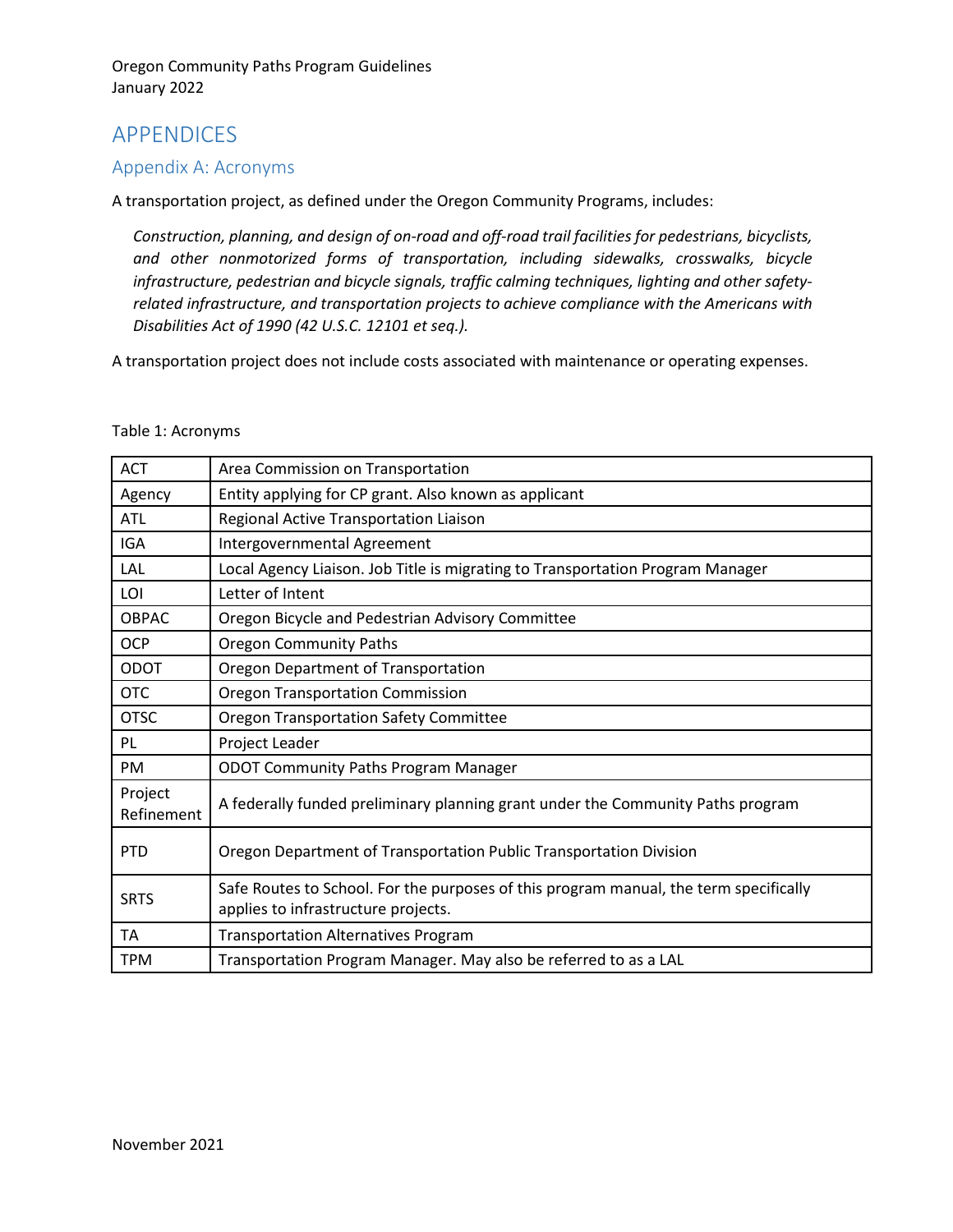# APPENDICES

## Appendix A: Acronyms

A transportation project, as defined under the Oregon Community Programs, includes:

> *Construction, planning, and design of on-road and off-road trail facilities for pedestrians, bicyclists, and other nonmotorized forms of transportation, including sidewalks, crosswalks, bicycle infrastructure, pedestrian and bicycle signals, traffic calming techniques, lighting and other safety-related infrastructure, and transportation projects to achieve compliance with the Americans with Disabilities Act of 1990 (42 U.S.C. 12101 et seq.).*

A transportation project does not include costs associated with maintenance or operating expenses.

Table 1: Acronyms

| Acronym | Definition |
|---|---|
| ACT | Area Commission on Transportation |
| Agency | Entity applying for CP grant. Also known as applicant |
| ATL | Regional Active Transportation Liaison |
| IGA | Intergovernmental Agreement |
| LAL | Local Agency Liaison. Job Title is migrating to Transportation Program Manager |
| LOI | Letter of Intent |
| OBPAC | Oregon Bicycle and Pedestrian Advisory Committee |
| OCP | Oregon Community Paths |
| ODOT | Oregon Department of Transportation |
| OTC | Oregon Transportation Commission |
| OTSC | Oregon Transportation Safety Committee |
| PL | Project Leader |
| PM | ODOT Community Paths Program Manager |
| Project Refinement | A federally funded preliminary planning grant under the Community Paths program |
| PTD | Oregon Department of Transportation Public Transportation Division |
| SRTS | Safe Routes to School. For the purposes of this program manual, the term specifically applies to infrastructure projects. |
| TA | Transportation Alternatives Program |
| TPM | Transportation Program Manager. May also be referred to as a LAL |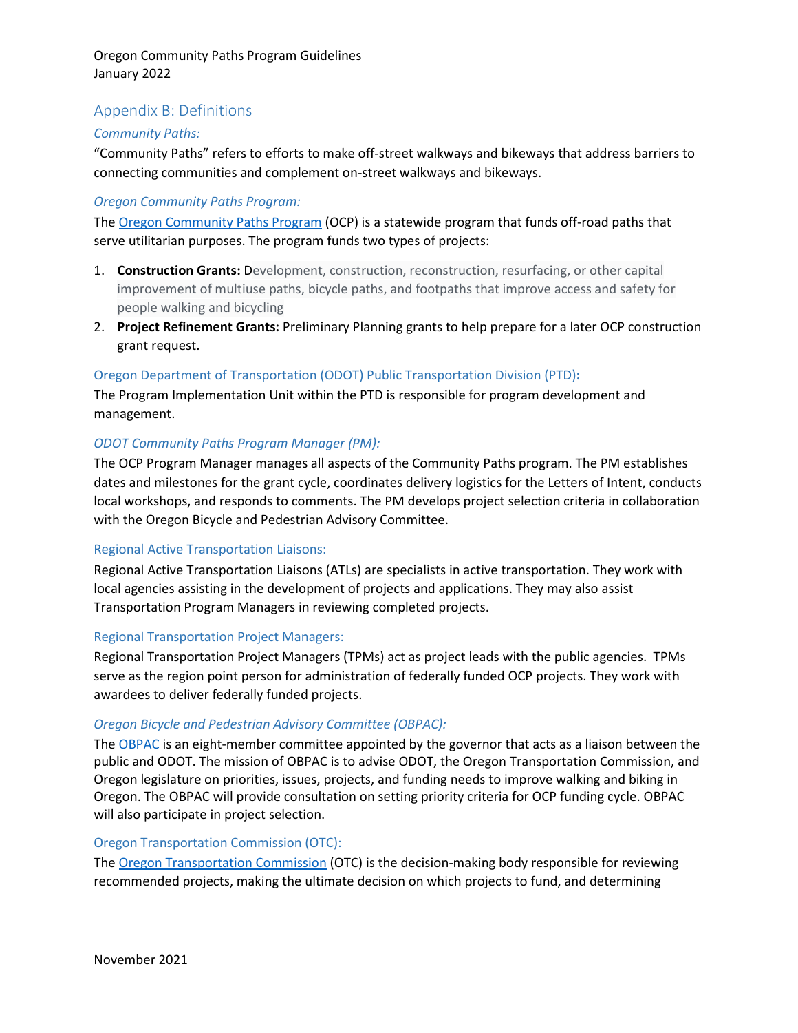## Appendix B: Definitions

### *Community Paths:*

"Community Paths" refers to efforts to make off-street walkways and bikeways that address barriers to connecting communities and complement on-street walkways and bikeways.

### *Oregon Community Paths Program:*

The Oregon Community Paths Program (OCP) is a statewide program that funds off-road paths that serve utilitarian purposes. The program funds two types of projects:

1. **Construction Grants:** Development, construction, reconstruction, resurfacing, or other capital improvement of multiuse paths, bicycle paths, and footpaths that improve access and safety for people walking and bicycling
2. **Project Refinement Grants:** Preliminary Planning grants to help prepare for a later OCP construction grant request.

### Oregon Department of Transportation (ODOT) Public Transportation Division (PTD):

The Program Implementation Unit within the PTD is responsible for program development and management.

### *ODOT Community Paths Program Manager (PM):*

The OCP Program Manager manages all aspects of the Community Paths program. The PM establishes dates and milestones for the grant cycle, coordinates delivery logistics for the Letters of Intent, conducts local workshops, and responds to comments. The PM develops project selection criteria in collaboration with the Oregon Bicycle and Pedestrian Advisory Committee.

### Regional Active Transportation Liaisons:

Regional Active Transportation Liaisons (ATLs) are specialists in active transportation. They work with local agencies assisting in the development of projects and applications. They may also assist Transportation Program Managers in reviewing completed projects.

### Regional Transportation Project Managers:

Regional Transportation Project Managers (TPMs) act as project leads with the public agencies. TPMs serve as the region point person for administration of federally funded OCP projects. They work with awardees to deliver federally funded projects.

### *Oregon Bicycle and Pedestrian Advisory Committee (OBPAC):*

The OBPAC is an eight-member committee appointed by the governor that acts as a liaison between the public and ODOT. The mission of OBPAC is to advise ODOT, the Oregon Transportation Commission, and Oregon legislature on priorities, issues, projects, and funding needs to improve walking and biking in Oregon. The OBPAC will provide consultation on setting priority criteria for OCP funding cycle. OBPAC will also participate in project selection.

### Oregon Transportation Commission (OTC):

The Oregon Transportation Commission (OTC) is the decision-making body responsible for reviewing recommended projects, making the ultimate decision on which projects to fund, and determining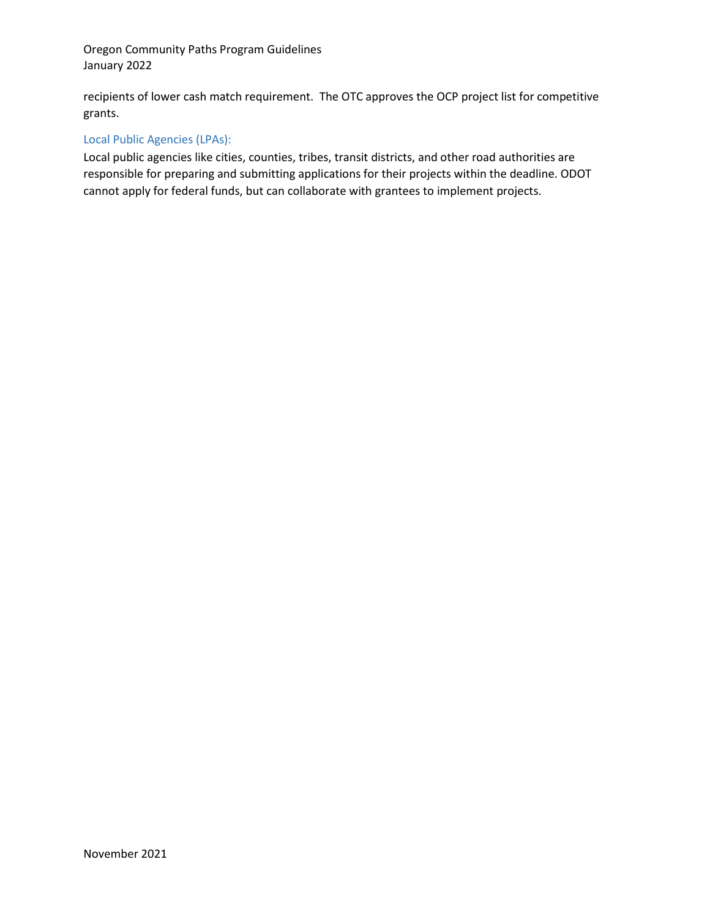recipients of lower cash match requirement. The OTC approves the OCP project list for competitive grants.

### Local Public Agencies (LPAs):

Local public agencies like cities, counties, tribes, transit districts, and other road authorities are responsible for preparing and submitting applications for their projects within the deadline. ODOT cannot apply for federal funds, but can collaborate with grantees to implement projects.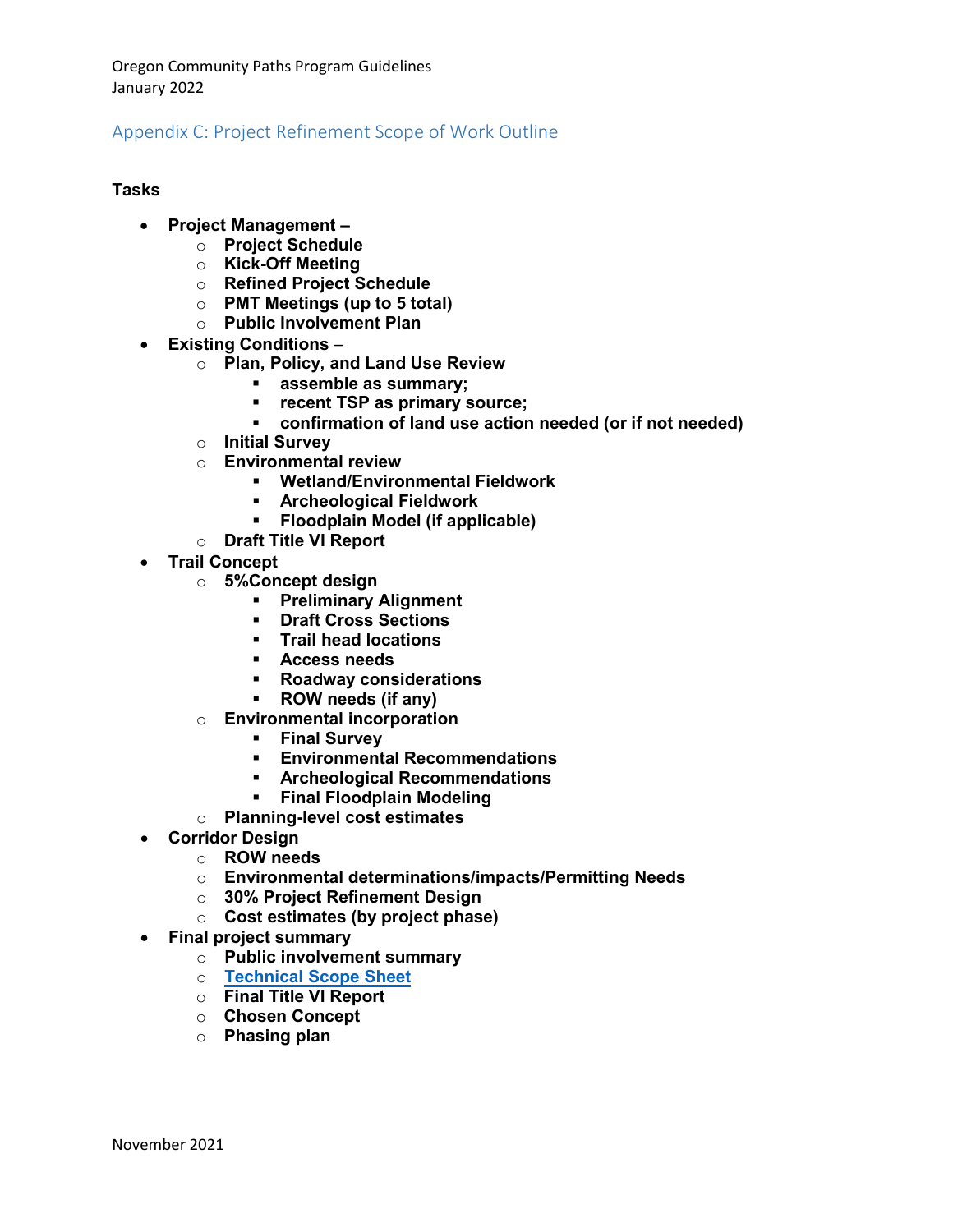## Appendix C: Project Refinement Scope of Work Outline

**Tasks**

- **Project Management –**
  - **Project Schedule**
  - **Kick-Off Meeting**
  - **Refined Project Schedule**
  - **PMT Meetings (up to 5 total)**
  - **Public Involvement Plan**
- **Existing Conditions** –
  - **Plan, Policy, and Land Use Review**
    - **assemble as summary;**
    - **recent TSP as primary source;**
    - **confirmation of land use action needed (or if not needed)**
  - **Initial Survey**
  - **Environmental review**
    - **Wetland/Environmental Fieldwork**
    - **Archeological Fieldwork**
    - **Floodplain Model (if applicable)**
  - **Draft Title VI Report**
- **Trail Concept**
  - **5%Concept design**
    - **Preliminary Alignment**
    - **Draft Cross Sections**
    - **Trail head locations**
    - **Access needs**
    - **Roadway considerations**
    - **ROW needs (if any)**
  - **Environmental incorporation**
    - **Final Survey**
    - **Environmental Recommendations**
    - **Archeological Recommendations**
    - **Final Floodplain Modeling**
  - **Planning-level cost estimates**
- **Corridor Design**
  - **ROW needs**
  - **Environmental determinations/impacts/Permitting Needs**
  - **30% Project Refinement Design**
  - **Cost estimates (by project phase)**
- **Final project summary**
  - **Public involvement summary**
  - **Technical Scope Sheet**
  - **Final Title VI Report**
  - **Chosen Concept**
  - **Phasing plan**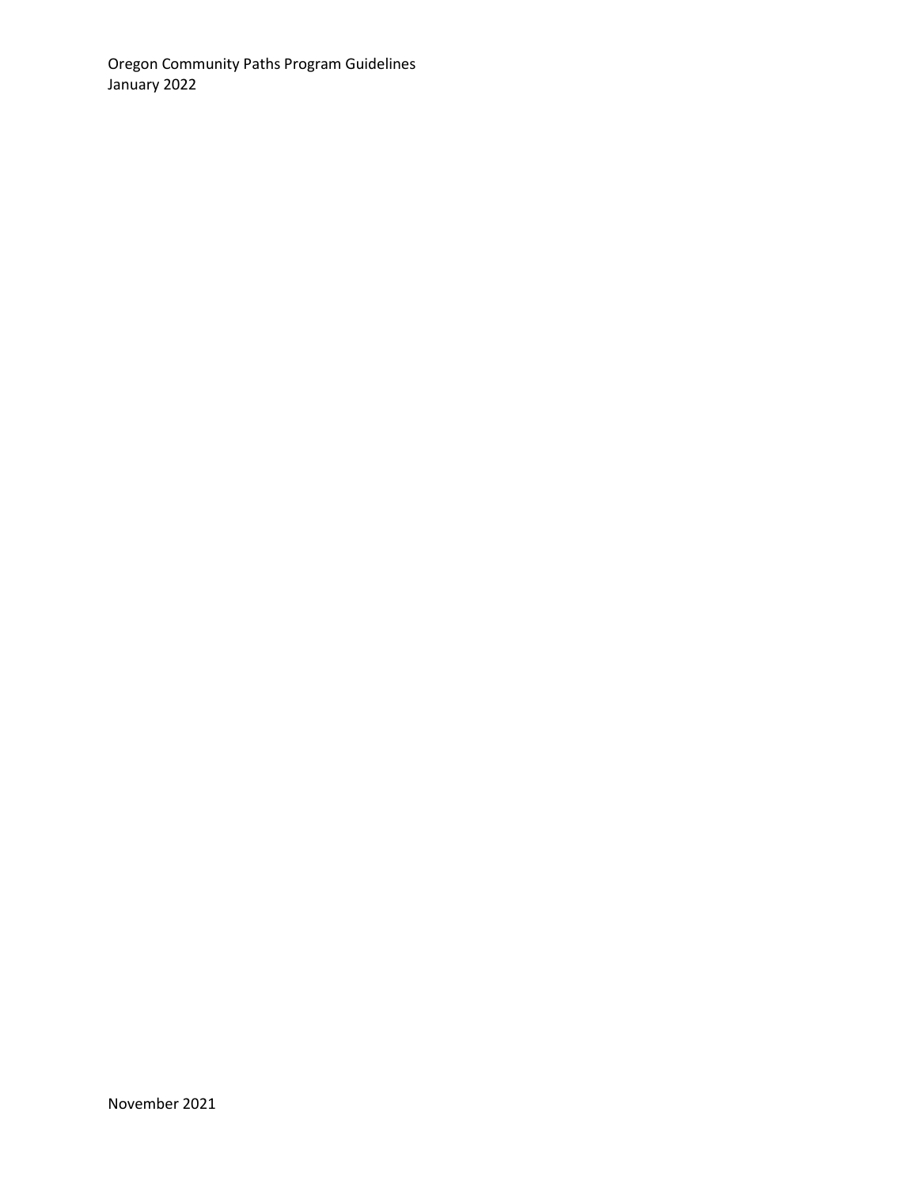November 2021